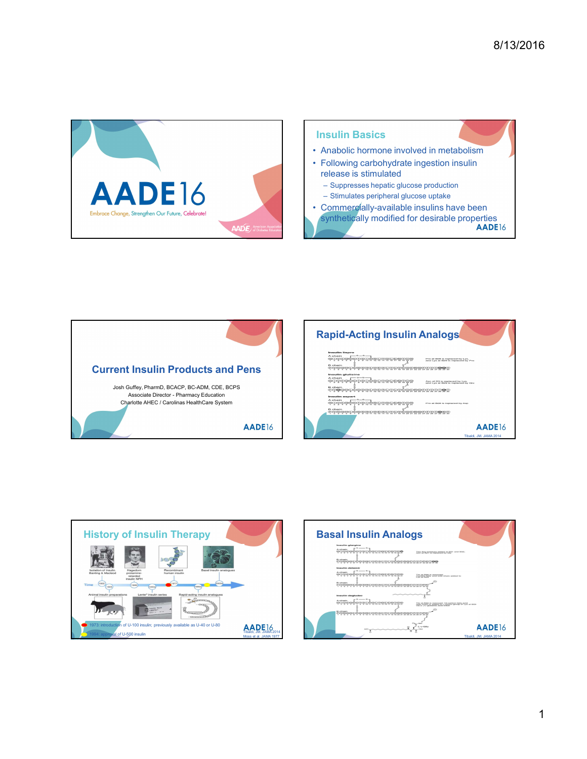# AADE16

Embrace Change, Strengthen Our Future, Celebrate!

## Insulin Basics

- Anabolic hormone involved in metabolism
- Following carbohydrate ingestion insulin release is stimulated
  - Suppresses hepatic glucose production
  - Stimulates peripheral glucose uptake
- Commercially-available insulins have been synthetically modified for desirable properties

## Current Insulin Products and Pens

Josh Guffey, PharmD, BCACP, BC-ADM, CDE, BCPS
Associate Director - Pharmacy Education
Charlotte AHEC / Carolinas HealthCare System

## Rapid-Acting Insulin Analogs

Insulin lispro — Pro at B28 is replaced by Lys and Lys at B29 is replaced by Pro

Insulin glulisine — Asn at B3 is replaced by Lys and Lys at B29 is replaced by Glu

Insulin aspart — Pro at B28 is replaced by Asp

Tibaldi, JM. JAMA 2014

## History of Insulin Therapy

- 1922: Isolation of insulin, Banting & Macleod
- 1936: Hagedorn protamine-retarded insulin NPH
- 1950s: Lente® insulin series
- 1977: Recombinant human insulin
- Rapid-acting insulin analogues
- 2000s: Basal insulin analogues
- Animal insulin preparations

1973: introduction of U-100 insulin; previously available as U-40 or U-80

1994: approval of U-500 insulin

Tibaldi, JM. JAMA 2014
Moss et al. JAMA 1977

## Basal Insulin Analogs

Insulin glargine — Two Arg residues added at B31 and B32; Asn at A21 is replaced by Gly

Insulin detemir — Thr at B30 is removed; myristic fatty acid side chain added to Lys at B29

Insulin degludec — Thr at B30 is removed; 16-carbon fatty acid side chain is added to ε-amino group of Lys at B29 via a γ-glutamic acid linker

Tibaldi, JM. JAMA 2014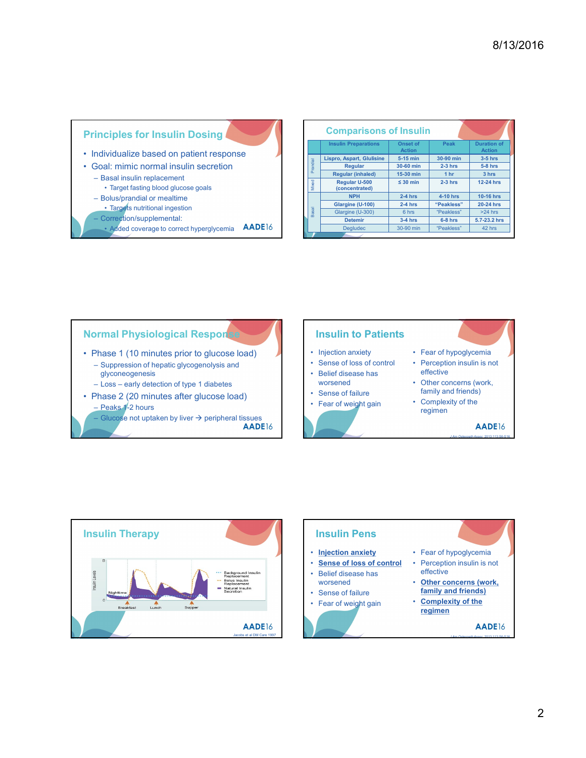## Principles for Insulin Dosing

- Individualize based on patient response
- Goal: mimic normal insulin secretion
  - Basal insulin replacement
    - Target fasting blood glucose goals
  - Bolus/prandial or mealtime
    - Targets nutritional ingestion
  - Correction/supplemental:
    - Added coverage to correct hyperglycemia

## Comparisons of Insulin

| | Insulin Preparations | Onset of Action | Peak | Duration of Action |
|---|---|---|---|---|
| Prandial | Lispro, Aspart, Glulisine | 5-15 min | 30-90 min | 3-5 hrs |
| | Regular | 30-60 min | 2-3 hrs | 5-8 hrs |
| | Regular (inhaled) | 15-30 min | 1 hr | 3 hrs |
| Mixed | Regular U-500 (concentrated) | ≤ 30 min | 2-3 hrs | 12-24 hrs |
| Basal | NPH | 2-4 hrs | 4-10 hrs | 10-16 hrs |
| | Glargine (U-100) | 2-4 hrs | "Peakless" | 20-24 hrs |
| | Glargine (U-300) | 6 hrs | "Peakless" | >24 hrs |
| | Detemir | 3-4 hrs | 6-8 hrs | 5.7-23.2 hrs |
| | Degludec | 30-90 min | "Peakless" | 42 hrs |

## Normal Physiological Response

- Phase 1 (10 minutes prior to glucose load)
  - Suppression of hepatic glycogenolysis and glyconeogenesis
  - Loss – early detection of type 1 diabetes
- Phase 2 (20 minutes after glucose load)
  - Peaks 1-2 hours
  - Glucose not uptaken by liver → peripheral tissues

## Insulin to Patients

- Injection anxiety
- Sense of loss of control
- Belief disease has worsened
- Sense of failure
- Fear of weight gain
- Fear of hypoglycemia
- Perception insulin is not effective
- Other concerns (work, family and friends)
- Complexity of the regimen

J Am Osteopath Assoc. 2013;113:S6-S16

## Insulin Therapy

Insulin Levels; Nighttime; Breakfast; Lunch; Supper; Background Insulin Replacement; Bolus Insulin Replacement; Natural Insulin Secretion

Jacobs et al DM Care 1997

## Insulin Pens

- **Injection anxiety**
- **Sense of loss of control**
- Belief disease has worsened
- Sense of failure
- Fear of weight gain
- Fear of hypoglycemia
- Perception insulin is not effective
- **Other concerns (work, family and friends)**
- **Complexity of the regimen**

J Am Osteopath Assoc. 2013;113:S6-S16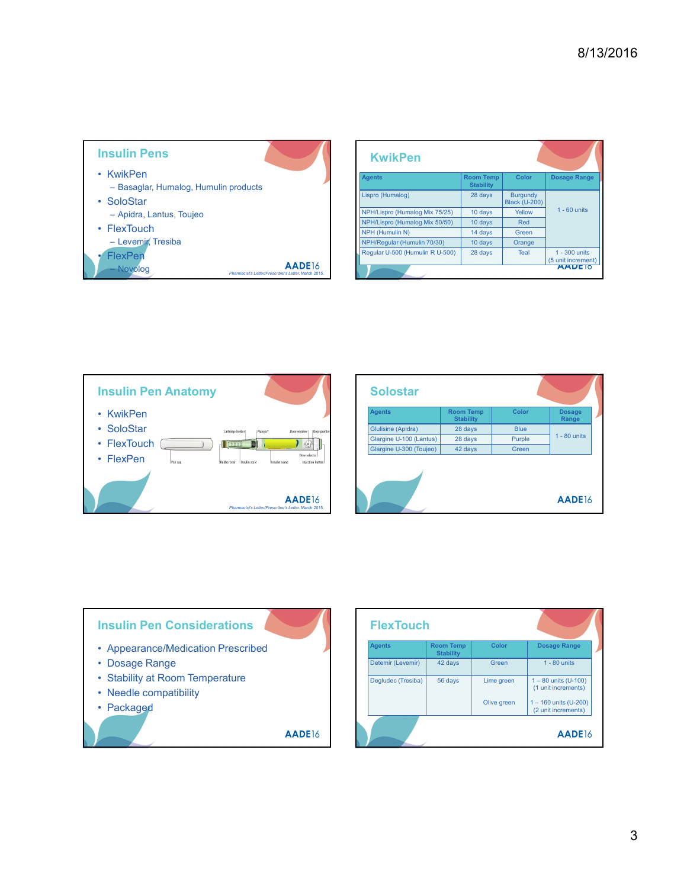## Insulin Pens

- KwikPen
  - Basaglar, Humalog, Humulin products
- SoloStar
  - Apidra, Lantus, Toujeo
- FlexTouch
  - Levemir, Tresiba
- FlexPen
  - Novolog

AADE16

*Pharmacist's Letter/Prescriber's Letter. March 2015.*

## KwikPen

| Agents | Room Temp Stability | Color | Dosage Range |
|---|---|---|---|
| Lispro (Humalog) | 28 days | Burgundy Black (U-200) | 1 - 60 units |
| NPH/Lispro (Humalog Mix 75/25) | 10 days | Yellow | |
| NPH/Lispro (Humalog Mix 50/50) | 10 days | Red | |
| NPH (Humulin N) | 14 days | Green | |
| NPH/Regular (Humulin 70/30) | 10 days | Orange | |
| Regular U-500 (Humulin R U-500) | 28 days | Teal | 1 - 300 units (5 unit increment) |

AADE16

## Insulin Pen Anatomy

- KwikPen
- SoloStar
- FlexTouch
- FlexPen

Cartridge holder | Plunger* | Dose window | Dose pointer | Pen cap | Rubber seal | Insulin scale | Insulin name | Dose selector | Injection button

AADE16

*Pharmacist's Letter/Prescriber's Letter. March 2015.*

## Solostar

| Agents | Room Temp Stability | Color | Dosage Range |
|---|---|---|---|
| Glulisine (Apidra) | 28 days | Blue | 1 - 80 units |
| Glargine U-100 (Lantus) | 28 days | Purple | |
| Glargine U-300 (Toujeo) | 42 days | Green | |

AADE16

## Insulin Pen Considerations

- Appearance/Medication Prescribed
- Dosage Range
- Stability at Room Temperature
- Needle compatibility
- Packaged

AADE16

## FlexTouch

| Agents | Room Temp Stability | Color | Dosage Range |
|---|---|---|---|
| Detemir (Levemir) | 42 days | Green | 1 - 80 units |
| Degludec (Tresiba) | 56 days | Lime green | 1 – 80 units (U-100) (1 unit increments) |
| | | Olive green | 1 – 160 units (U-200) (2 unit increments) |

AADE16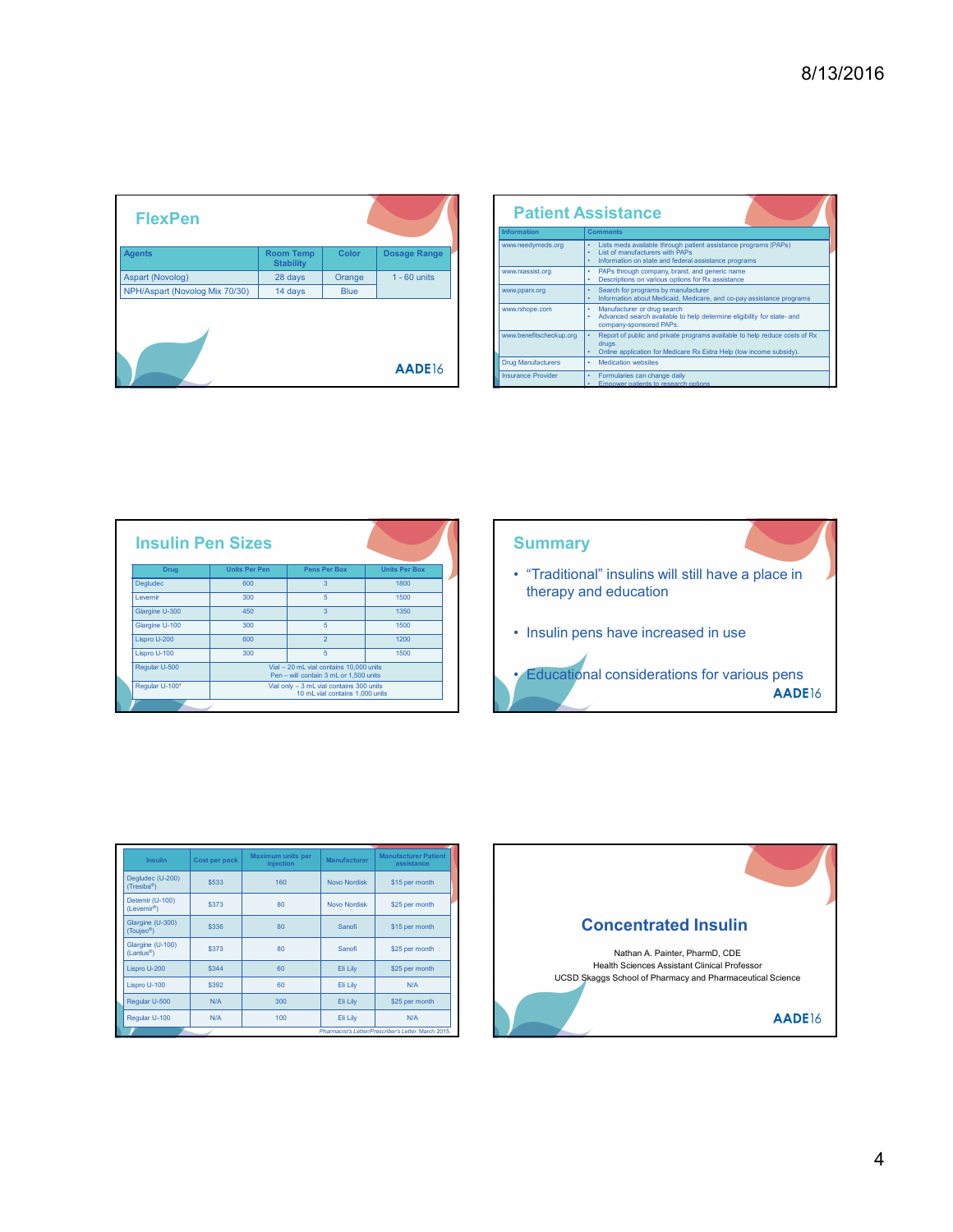## FlexPen

| Agents | Room Temp Stability | Color | Dosage Range |
|---|---|---|---|
| Aspart (Novolog) | 28 days | Orange | 1 - 60 units |
| NPH/Aspart (Novolog Mix 70/30) | 14 days | Blue | |

AADE16

## Patient Assistance

| Information | Comments |
|---|---|
| www.needymeds.org | • Lists meds available through patient assistance programs (PAPs)<br>• List of manufacturers with PAPs<br>• Information on state and federal assistance programs |
| www.rxassist.org | • PAPs through company, brand, and generic name<br>• Descriptions on various options for Rx assistance |
| www.pparx.org | • Search for programs by manufacturer<br>• Information about Medicaid, Medicare, and co-pay assistance programs |
| www.rxhope.com | • Manufacturer or drug search<br>• Advanced search available to help determine eligibility for state- and company-sponsored PAPs. |
| www.benefitscheckup.org | • Report of public and private programs available to help reduce costs of Rx drugs.<br>• Online application for Medicare Rx Extra Help (low income subsidy). |
| Drug Manufacturers | • Medication websites |
| Insurance Provider | • Formularies can change daily<br>• Empower patients to research options |

## Insulin Pen Sizes

| Drug | Units Per Pen | Pens Per Box | Units Per Box |
|---|---|---|---|
| Degludec | 600 | 3 | 1800 |
| Levemir | 300 | 5 | 1500 |
| Glargine U-300 | 450 | 3 | 1350 |
| Glargine U-100 | 300 | 5 | 1500 |
| Lispro U-200 | 600 | 2 | 1200 |
| Lispro U-100 | 300 | 5 | 1500 |
| Regular U-500 | Vial – 20 mL vial contains 10,000 units<br>Pen – will contain 3 mL or 1,500 units | | |
| Regular U-100* | Vial only – 3 mL vial contains 300 units<br>10 mL vial contains 1,000 units | | |

## Summary

- "Traditional" insulins will still have a place in therapy and education
- Insulin pens have increased in use
- Educational considerations for various pens

AADE16

| Insulin | Cost per pack | Maximum units per injection | Manufacturer | Manufacturer Patient assistance |
|---|---|---|---|---|
| Degludec (U-200) (Tresiba®) | $533 | 160 | Novo Nordisk | $15 per month |
| Detemir (U-100) (Levemir®) | $373 | 80 | Novo Nordisk | $25 per month |
| Glargine (U-300) (Toujeo®) | $336 | 80 | Sanofi | $15 per month |
| Glargine (U-100) (Lantus®) | $373 | 80 | Sanofi | $25 per month |
| Lispro U-200 | $344 | 60 | Eli Lilly | $25 per month |
| Lispro U-100 | $392 | 60 | Eli Lilly | N/A |
| Regular U-500 | N/A | 300 | Eli Lilly | $25 per month |
| Regular U-100 | N/A | 100 | Eli Lilly | N/A |

*Pharmacist's Letter/Prescriber's Letter. March 2015.*

## Concentrated Insulin

Nathan A. Painter, PharmD, CDE
Health Sciences Assistant Clinical Professor
UCSD Skaggs School of Pharmacy and Pharmaceutical Science

AADE16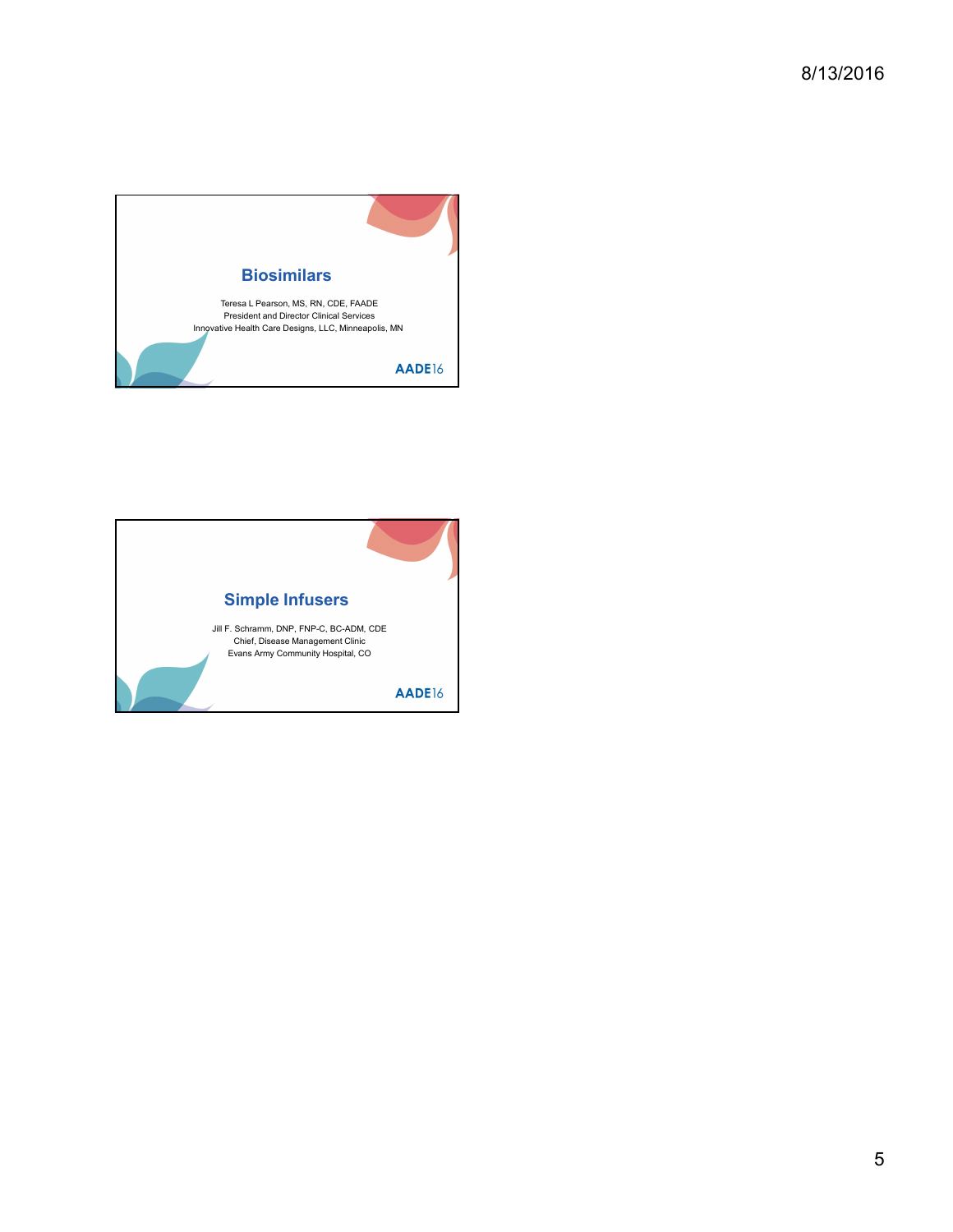## Biosimilars

Teresa L Pearson, MS, RN, CDE, FAADE
President and Director Clinical Services
Innovative Health Care Designs, LLC, Minneapolis, MN

AADE16

## Simple Infusers

Jill F. Schramm, DNP, FNP-C, BC-ADM, CDE
Chief, Disease Management Clinic
Evans Army Community Hospital, CO

AADE16